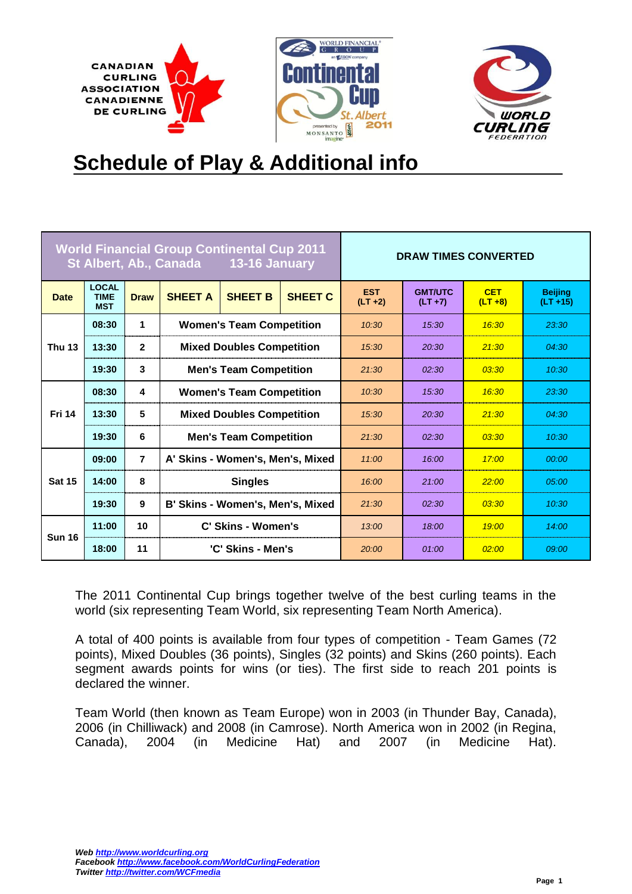# Schedule of Play & Additional info

| World Financial Group Continental Cup 2011 St Albert, Ab., Canada 13-16 January | | | | | | DRAW TIMES CONVERTED | | | |
|---|---|---|---|---|---|---|---|---|---|
| Date | LOCAL TIME MST | Draw | SHEET A | SHEET B | SHEET C | EST (LT +2) | GMT/UTC (LT +7) | CET (LT +8) | Beijing (LT +15) |
| Thu 13 | 08:30 | 1 | Women's Team Competition | | | 10:30 | 15:30 | 16:30 | 23:30 |
| | 13:30 | 2 | Mixed Doubles Competition | | | 15:30 | 20:30 | 21:30 | 04:30 |
| | 19:30 | 3 | Men's Team Competition | | | 21:30 | 02:30 | 03:30 | 10:30 |
| Fri 14 | 08:30 | 4 | Women's Team Competition | | | 10:30 | 15:30 | 16:30 | 23:30 |
| | 13:30 | 5 | Mixed Doubles Competition | | | 15:30 | 20:30 | 21:30 | 04:30 |
| | 19:30 | 6 | Men's Team Competition | | | 21:30 | 02:30 | 03:30 | 10:30 |
| Sat 15 | 09:00 | 7 | A' Skins - Women's, Men's, Mixed | | | 11:00 | 16:00 | 17:00 | 00:00 |
| | 14:00 | 8 | Singles | | | 16:00 | 21:00 | 22:00 | 05:00 |
| | 19:30 | 9 | B' Skins - Women's, Men's, Mixed | | | 21:30 | 02:30 | 03:30 | 10:30 |
| Sun 16 | 11:00 | 10 | C' Skins - Women's | | | 13:00 | 18:00 | 19:00 | 14:00 |
| | 18:00 | 11 | 'C' Skins - Men's | | | 20:00 | 01:00 | 02:00 | 09:00 |

The 2011 Continental Cup brings together twelve of the best curling teams in the world (six representing Team World, six representing Team North America).

A total of 400 points is available from four types of competition - Team Games (72 points), Mixed Doubles (36 points), Singles (32 points) and Skins (260 points). Each segment awards points for wins (or ties). The first side to reach 201 points is declared the winner.

Team World (then known as Team Europe) won in 2003 (in Thunder Bay, Canada), 2006 (in Chilliwack) and 2008 (in Camrose). North America won in 2002 (in Regina, Canada), 2004 (in Medicine Hat) and 2007 (in Medicine Hat).

***Web*** ***http://www.worldcurling.org***
***Facebook*** ***http://www.facebook.com/WorldCurlingFederation***
***Twitter*** ***http://twitter.com/WCFmedia***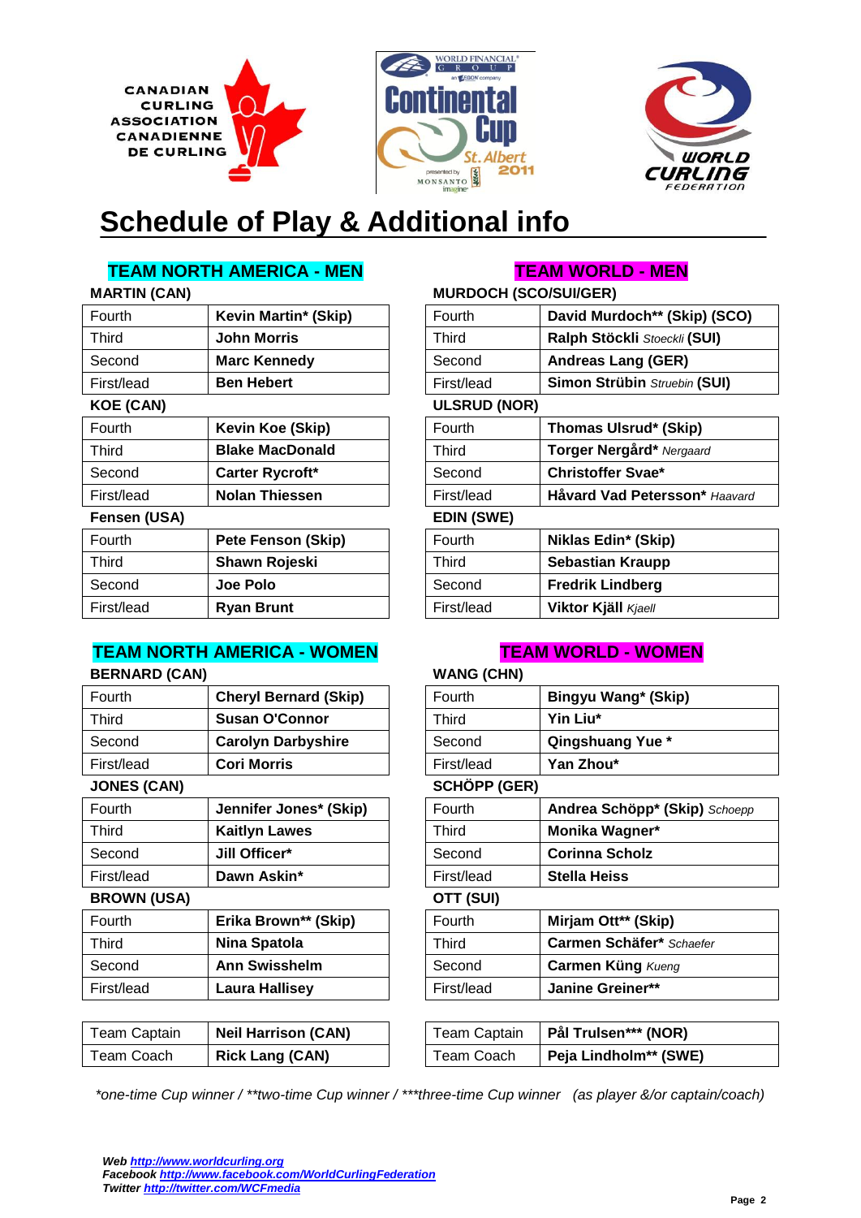# Schedule of Play & Additional info

## TEAM NORTH AMERICA - MEN

**MARTIN (CAN)**

| | |
|---|---|
| Fourth | **Kevin Martin* (Skip)** |
| Third | **John Morris** |
| Second | **Marc Kennedy** |
| First/lead | **Ben Hebert** |

**KOE (CAN)**

| | |
|---|---|
| Fourth | **Kevin Koe (Skip)** |
| Third | **Blake MacDonald** |
| Second | **Carter Rycroft*** |
| First/lead | **Nolan Thiessen** |

**Fensen (USA)**

| | |
|---|---|
| Fourth | **Pete Fenson (Skip)** |
| Third | **Shawn Rojeski** |
| Second | **Joe Polo** |
| First/lead | **Ryan Brunt** |

## TEAM WORLD - MEN

**MURDOCH (SCO/SUI/GER)**

| | |
|---|---|
| Fourth | **David Murdoch** (Skip) (SCO)** |
| Third | **Ralph Stöckli** *Stoeckli* **(SUI)** |
| Second | **Andreas Lang (GER)** |
| First/lead | **Simon Strübin** *Struebin* **(SUI)** |

**ULSRUD (NOR)**

| | |
|---|---|
| Fourth | **Thomas Ulsrud* (Skip)** |
| Third | **Torger Nergård*** *Nergaard* |
| Second | **Christoffer Svae*** |
| First/lead | **Håvard Vad Petersson*** *Haavard* |

**EDIN (SWE)**

| | |
|---|---|
| Fourth | **Niklas Edin* (Skip)** |
| Third | **Sebastian Kraupp** |
| Second | **Fredrik Lindberg** |
| First/lead | **Viktor Kjäll** *Kjaell* |

## TEAM NORTH AMERICA - WOMEN

**BERNARD (CAN)**

| | |
|---|---|
| Fourth | **Cheryl Bernard (Skip)** |
| Third | **Susan O'Connor** |
| Second | **Carolyn Darbyshire** |
| First/lead | **Cori Morris** |

**JONES (CAN)**

| | |
|---|---|
| Fourth | **Jennifer Jones* (Skip)** |
| Third | **Kaitlyn Lawes** |
| Second | **Jill Officer*** |
| First/lead | **Dawn Askin*** |

**BROWN (USA)**

| | |
|---|---|
| Fourth | **Erika Brown** (Skip)** |
| Third | **Nina Spatola** |
| Second | **Ann Swisshelm** |
| First/lead | **Laura Hallisey** |

## TEAM WORLD - WOMEN

**WANG (CHN)**

| | |
|---|---|
| Fourth | **Bingyu Wang* (Skip)** |
| Third | **Yin Liu*** |
| Second | **Qingshuang Yue *** |
| First/lead | **Yan Zhou*** |

**SCHÖPP (GER)**

| | |
|---|---|
| Fourth | **Andrea Schöpp* (Skip)** *Schoepp* |
| Third | **Monika Wagner*** |
| Second | **Corinna Scholz** |
| First/lead | **Stella Heiss** |

**OTT (SUI)**

| | |
|---|---|
| Fourth | **Mirjam Ott** (Skip)** |
| Third | **Carmen Schäfer*** *Schaefer* |
| Second | **Carmen Küng** *Kueng* |
| First/lead | **Janine Greiner**** |

| | |
|---|---|
| Team Captain | **Neil Harrison (CAN)** |
| Team Coach | **Rick Lang (CAN)** |

| | |
|---|---|
| Team Captain | **Pål Trulsen*** (NOR)** |
| Team Coach | **Peja Lindholm** (SWE)** |

*\*one-time Cup winner / \*\*two-time Cup winner / \*\*\*three-time Cup winner (as player &/or captain/coach)*

***Web*** **http://www.worldcurling.org**
***Facebook*** **http://www.facebook.com/WorldCurlingFederation**
***Twitter*** **http://twitter.com/WCFmedia**